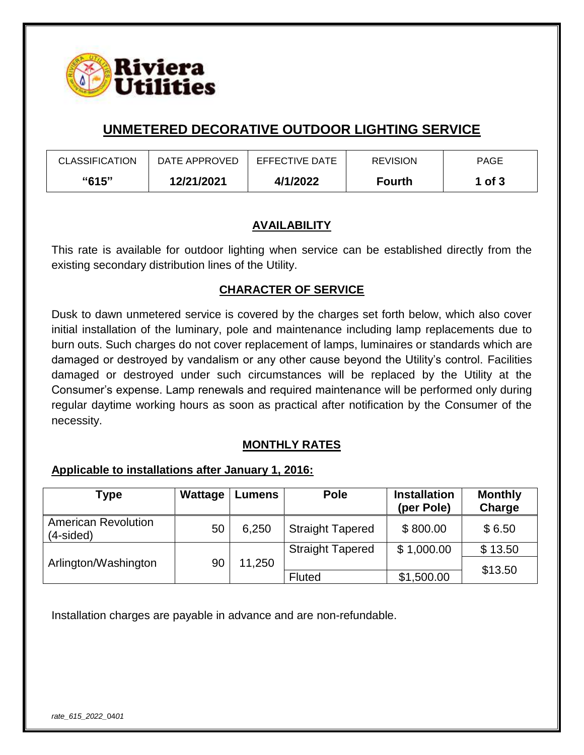# UNMETERED DECORATIVE OUTDOOR LIGHTING SERVICE

| CLASSIFICATION | DATE APPROVED | EFFECTIVE DATE | REVISION | PAGE |
|---|---|---|---|---|
| **"615"** | **12/21/2021** | **4/1/2022** | **Fourth** | **1 of 3** |

## AVAILABILITY

This rate is available for outdoor lighting when service can be established directly from the existing secondary distribution lines of the Utility.

## CHARACTER OF SERVICE

Dusk to dawn unmetered service is covered by the charges set forth below, which also cover initial installation of the luminary, pole and maintenance including lamp replacements due to burn outs. Such charges do not cover replacement of lamps, luminaires or standards which are damaged or destroyed by vandalism or any other cause beyond the Utility's control. Facilities damaged or destroyed under such circumstances will be replaced by the Utility at the Consumer's expense. Lamp renewals and required maintenance will be performed only during regular daytime working hours as soon as practical after notification by the Consumer of the necessity.

## MONTHLY RATES

**Applicable to installations after January 1, 2016:**

| Type | Wattage | Lumens | Pole | Installation (per Pole) | Monthly Charge |
|---|---|---|---|---|---|
| American Revolution (4-sided) | 50 | 6,250 | Straight Tapered | $ 800.00 | $ 6.50 |
| Arlington/Washington | 90 | 11,250 | Straight Tapered | $ 1,000.00 | $ 13.50 |
| | | | Fluted | $1,500.00 | $13.50 |

Installation charges are payable in advance and are non-refundable.

*rate_615_2022_0401*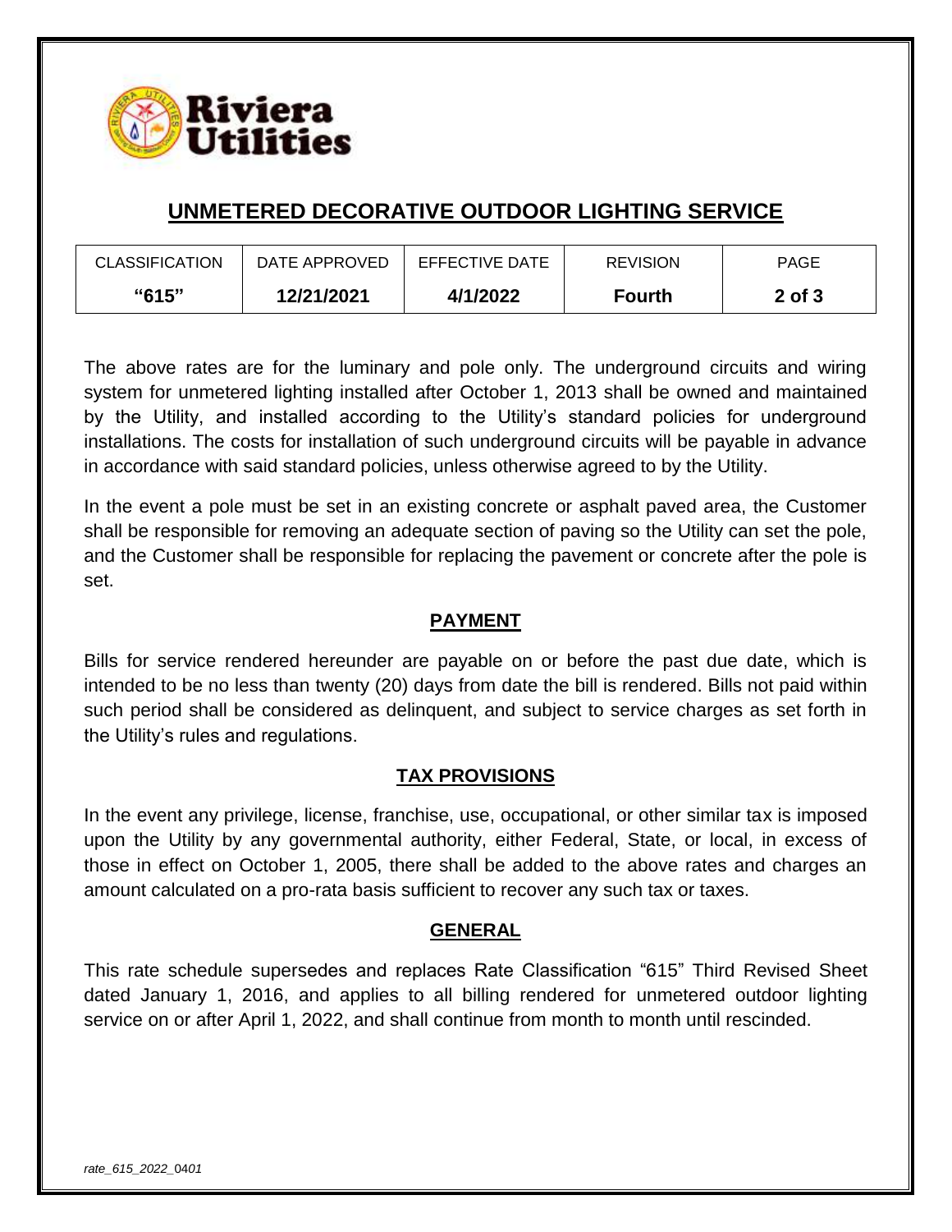## UNMETERED DECORATIVE OUTDOOR LIGHTING SERVICE

| CLASSIFICATION | DATE APPROVED | EFFECTIVE DATE | REVISION | PAGE |
|---|---|---|---|---|
| **"615"** | **12/21/2021** | **4/1/2022** | **Fourth** | **2 of 3** |

The above rates are for the luminary and pole only. The underground circuits and wiring system for unmetered lighting installed after October 1, 2013 shall be owned and maintained by the Utility, and installed according to the Utility's standard policies for underground installations. The costs for installation of such underground circuits will be payable in advance in accordance with said standard policies, unless otherwise agreed to by the Utility.

In the event a pole must be set in an existing concrete or asphalt paved area, the Customer shall be responsible for removing an adequate section of paving so the Utility can set the pole, and the Customer shall be responsible for replacing the pavement or concrete after the pole is set.

### PAYMENT

Bills for service rendered hereunder are payable on or before the past due date, which is intended to be no less than twenty (20) days from date the bill is rendered. Bills not paid within such period shall be considered as delinquent, and subject to service charges as set forth in the Utility's rules and regulations.

### TAX PROVISIONS

In the event any privilege, license, franchise, use, occupational, or other similar tax is imposed upon the Utility by any governmental authority, either Federal, State, or local, in excess of those in effect on October 1, 2005, there shall be added to the above rates and charges an amount calculated on a pro-rata basis sufficient to recover any such tax or taxes.

### GENERAL

This rate schedule supersedes and replaces Rate Classification "615" Third Revised Sheet dated January 1, 2016, and applies to all billing rendered for unmetered outdoor lighting service on or after April 1, 2022, and shall continue from month to month until rescinded.

*rate_615_2022_0401*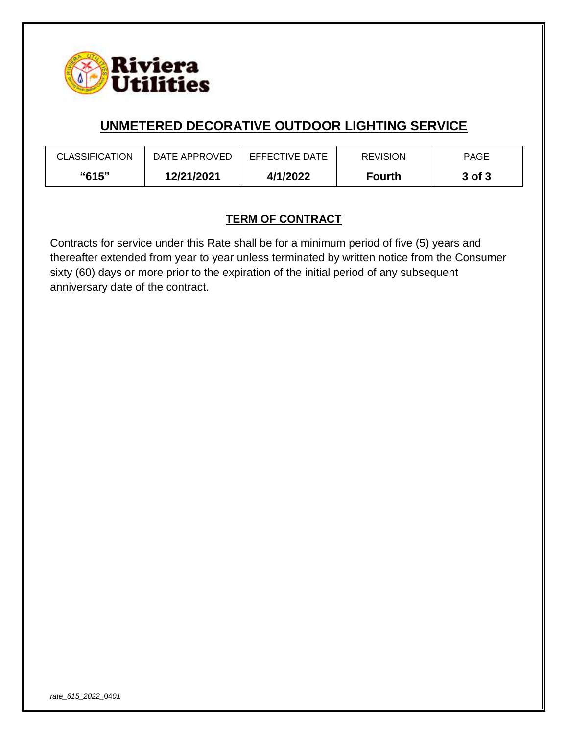Riviera Utilities

# UNMETERED DECORATIVE OUTDOOR LIGHTING SERVICE

| CLASSIFICATION | DATE APPROVED | EFFECTIVE DATE | REVISION | PAGE |
|---|---|---|---|---|
| **"615"** | **12/21/2021** | **4/1/2022** | **Fourth** | **3 of 3** |

## TERM OF CONTRACT

Contracts for service under this Rate shall be for a minimum period of five (5) years and thereafter extended from year to year unless terminated by written notice from the Consumer sixty (60) days or more prior to the expiration of the initial period of any subsequent anniversary date of the contract.

*rate_615_2022_0401*